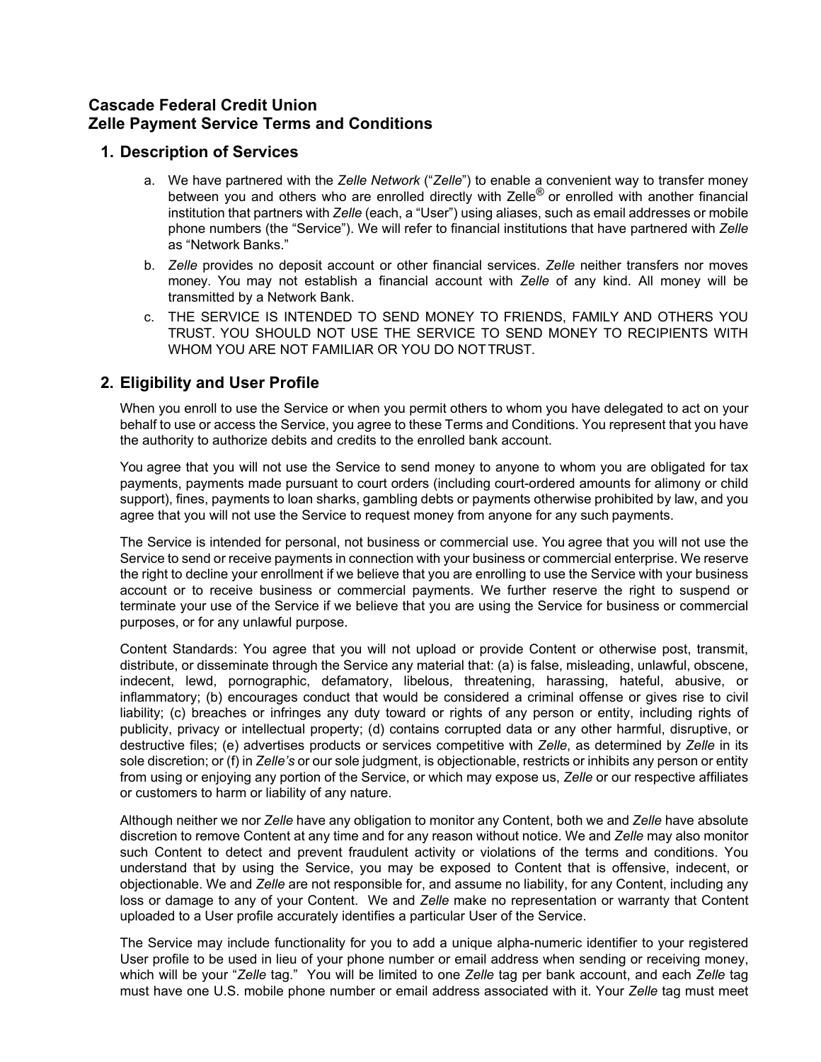# Cascade Federal Credit Union
# Zelle Payment Service Terms and Conditions

## 1. Description of Services

a. We have partnered with the *Zelle Network* ("*Zelle*") to enable a convenient way to transfer money between you and others who are enrolled directly with Zelle® or enrolled with another financial institution that partners with *Zelle* (each, a "User") using aliases, such as email addresses or mobile phone numbers (the "Service"). We will refer to financial institutions that have partnered with *Zelle* as "Network Banks."

b. *Zelle* provides no deposit account or other financial services. *Zelle* neither transfers nor moves money. You may not establish a financial account with *Zelle* of any kind. All money will be transmitted by a Network Bank.

c. THE SERVICE IS INTENDED TO SEND MONEY TO FRIENDS, FAMILY AND OTHERS YOU TRUST. YOU SHOULD NOT USE THE SERVICE TO SEND MONEY TO RECIPIENTS WITH WHOM YOU ARE NOT FAMILIAR OR YOU DO NOT TRUST.

## 2. Eligibility and User Profile

When you enroll to use the Service or when you permit others to whom you have delegated to act on your behalf to use or access the Service, you agree to these Terms and Conditions. You represent that you have the authority to authorize debits and credits to the enrolled bank account.

You agree that you will not use the Service to send money to anyone to whom you are obligated for tax payments, payments made pursuant to court orders (including court-ordered amounts for alimony or child support), fines, payments to loan sharks, gambling debts or payments otherwise prohibited by law, and you agree that you will not use the Service to request money from anyone for any such payments.

The Service is intended for personal, not business or commercial use. You agree that you will not use the Service to send or receive payments in connection with your business or commercial enterprise. We reserve the right to decline your enrollment if we believe that you are enrolling to use the Service with your business account or to receive business or commercial payments. We further reserve the right to suspend or terminate your use of the Service if we believe that you are using the Service for business or commercial purposes, or for any unlawful purpose.

Content Standards: You agree that you will not upload or provide Content or otherwise post, transmit, distribute, or disseminate through the Service any material that: (a) is false, misleading, unlawful, obscene, indecent, lewd, pornographic, defamatory, libelous, threatening, harassing, hateful, abusive, or inflammatory; (b) encourages conduct that would be considered a criminal offense or gives rise to civil liability; (c) breaches or infringes any duty toward or rights of any person or entity, including rights of publicity, privacy or intellectual property; (d) contains corrupted data or any other harmful, disruptive, or destructive files; (e) advertises products or services competitive with *Zelle*, as determined by *Zelle* in its sole discretion; or (f) in *Zelle's* or our sole judgment, is objectionable, restricts or inhibits any person or entity from using or enjoying any portion of the Service, or which may expose us, *Zelle* or our respective affiliates or customers to harm or liability of any nature.

Although neither we nor *Zelle* have any obligation to monitor any Content, both we and *Zelle* have absolute discretion to remove Content at any time and for any reason without notice. We and *Zelle* may also monitor such Content to detect and prevent fraudulent activity or violations of the terms and conditions. You understand that by using the Service, you may be exposed to Content that is offensive, indecent, or objectionable. We and *Zelle* are not responsible for, and assume no liability, for any Content, including any loss or damage to any of your Content. We and *Zelle* make no representation or warranty that Content uploaded to a User profile accurately identifies a particular User of the Service.

The Service may include functionality for you to add a unique alpha-numeric identifier to your registered User profile to be used in lieu of your phone number or email address when sending or receiving money, which will be your "*Zelle* tag." You will be limited to one *Zelle* tag per bank account, and each *Zelle* tag must have one U.S. mobile phone number or email address associated with it. Your *Zelle* tag must meet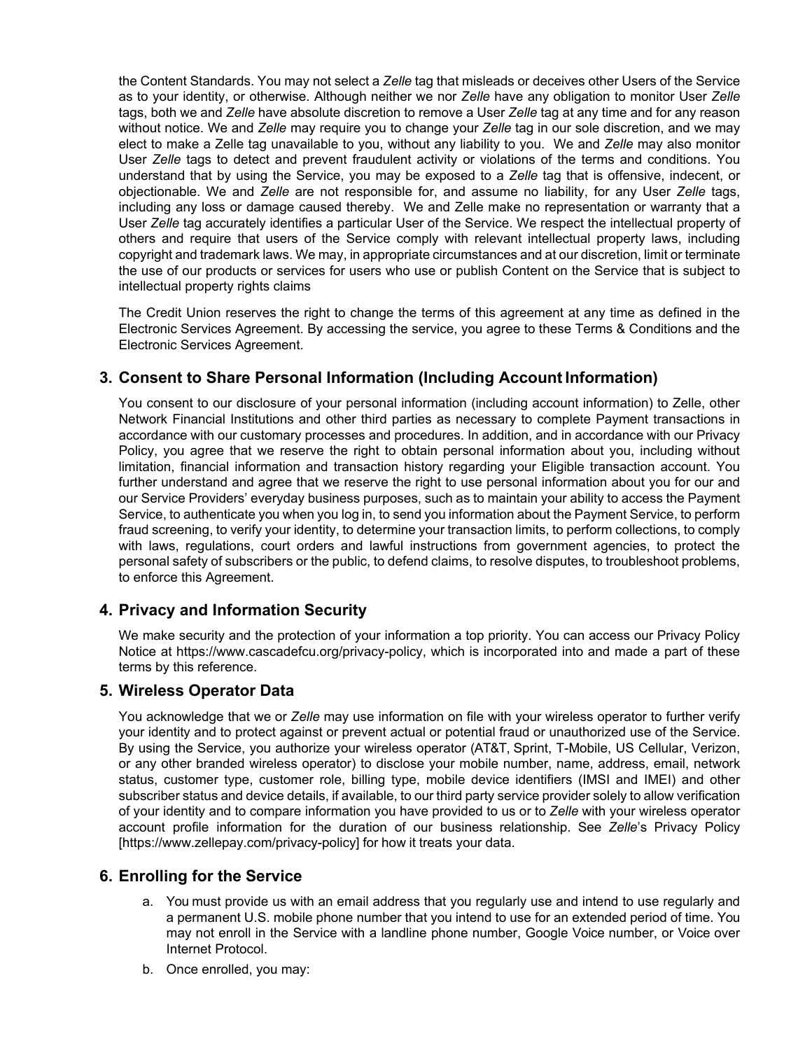the Content Standards. You may not select a *Zelle* tag that misleads or deceives other Users of the Service as to your identity, or otherwise. Although neither we nor *Zelle* have any obligation to monitor User *Zelle* tags, both we and *Zelle* have absolute discretion to remove a User *Zelle* tag at any time and for any reason without notice. We and *Zelle* may require you to change your *Zelle* tag in our sole discretion, and we may elect to make a Zelle tag unavailable to you, without any liability to you. We and *Zelle* may also monitor User *Zelle* tags to detect and prevent fraudulent activity or violations of the terms and conditions. You understand that by using the Service, you may be exposed to a *Zelle* tag that is offensive, indecent, or objectionable. We and *Zelle* are not responsible for, and assume no liability, for any User *Zelle* tags, including any loss or damage caused thereby. We and Zelle make no representation or warranty that a User *Zelle* tag accurately identifies a particular User of the Service. We respect the intellectual property of others and require that users of the Service comply with relevant intellectual property laws, including copyright and trademark laws. We may, in appropriate circumstances and at our discretion, limit or terminate the use of our products or services for users who use or publish Content on the Service that is subject to intellectual property rights claims

The Credit Union reserves the right to change the terms of this agreement at any time as defined in the Electronic Services Agreement. By accessing the service, you agree to these Terms & Conditions and the Electronic Services Agreement.

## 3. Consent to Share Personal Information (Including Account Information)

You consent to our disclosure of your personal information (including account information) to Zelle, other Network Financial Institutions and other third parties as necessary to complete Payment transactions in accordance with our customary processes and procedures. In addition, and in accordance with our Privacy Policy, you agree that we reserve the right to obtain personal information about you, including without limitation, financial information and transaction history regarding your Eligible transaction account. You further understand and agree that we reserve the right to use personal information about you for our and our Service Providers' everyday business purposes, such as to maintain your ability to access the Payment Service, to authenticate you when you log in, to send you information about the Payment Service, to perform fraud screening, to verify your identity, to determine your transaction limits, to perform collections, to comply with laws, regulations, court orders and lawful instructions from government agencies, to protect the personal safety of subscribers or the public, to defend claims, to resolve disputes, to troubleshoot problems, to enforce this Agreement.

## 4. Privacy and Information Security

We make security and the protection of your information a top priority. You can access our Privacy Policy Notice at https://www.cascadefcu.org/privacy-policy, which is incorporated into and made a part of these terms by this reference.

## 5. Wireless Operator Data

You acknowledge that we or *Zelle* may use information on file with your wireless operator to further verify your identity and to protect against or prevent actual or potential fraud or unauthorized use of the Service. By using the Service, you authorize your wireless operator (AT&T, Sprint, T-Mobile, US Cellular, Verizon, or any other branded wireless operator) to disclose your mobile number, name, address, email, network status, customer type, customer role, billing type, mobile device identifiers (IMSI and IMEI) and other subscriber status and device details, if available, to our third party service provider solely to allow verification of your identity and to compare information you have provided to us or to *Zelle* with your wireless operator account profile information for the duration of our business relationship. See *Zelle*'s Privacy Policy [https://www.zellepay.com/privacy-policy] for how it treats your data.

## 6. Enrolling for the Service

a. You must provide us with an email address that you regularly use and intend to use regularly and a permanent U.S. mobile phone number that you intend to use for an extended period of time. You may not enroll in the Service with a landline phone number, Google Voice number, or Voice over Internet Protocol.

b. Once enrolled, you may: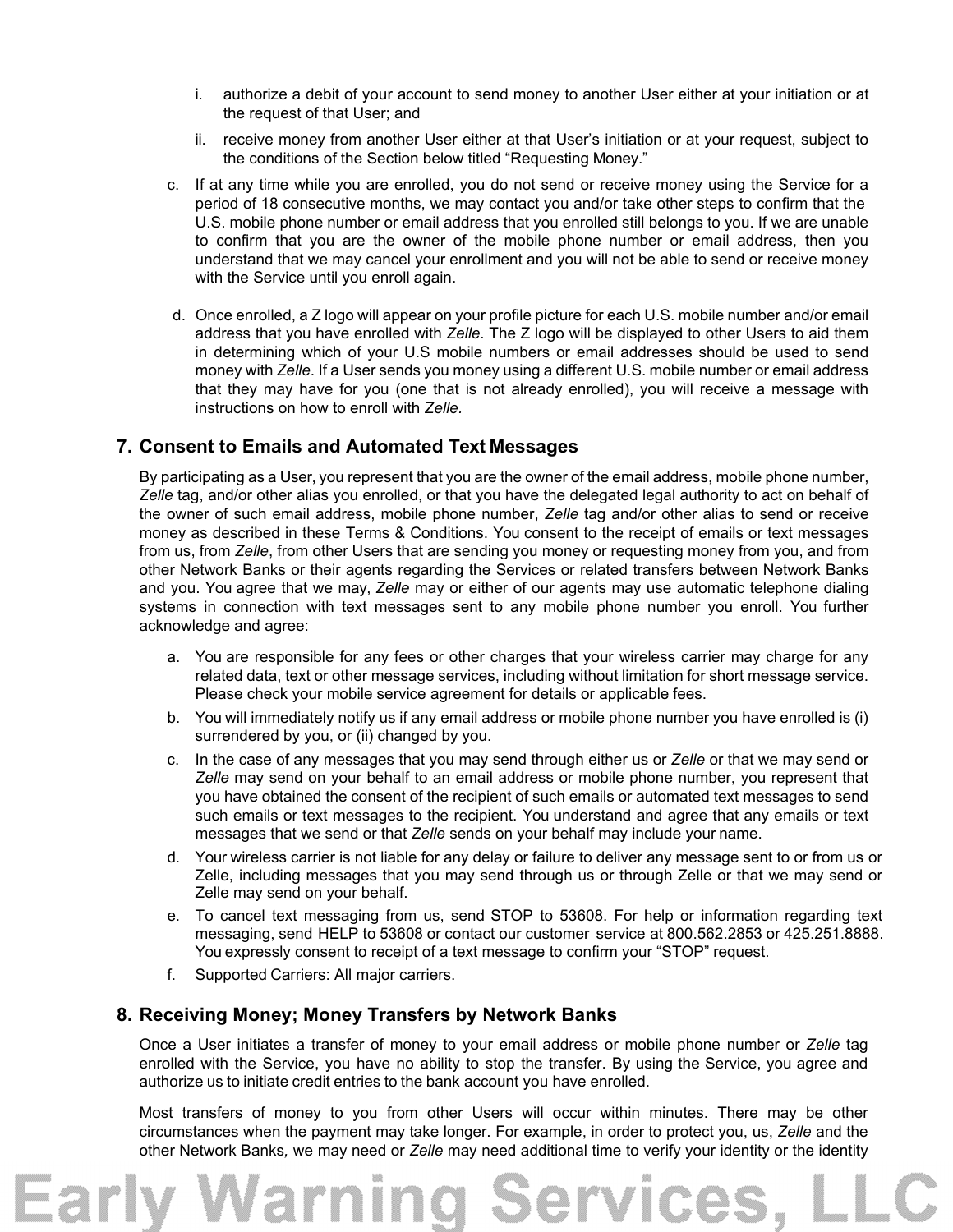i. authorize a debit of your account to send money to another User either at your initiation or at the request of that User; and

   ii. receive money from another User either at that User's initiation or at your request, subject to the conditions of the Section below titled "Requesting Money."

c. If at any time while you are enrolled, you do not send or receive money using the Service for a period of 18 consecutive months, we may contact you and/or take other steps to confirm that the U.S. mobile phone number or email address that you enrolled still belongs to you. If we are unable to confirm that you are the owner of the mobile phone number or email address, then you understand that we may cancel your enrollment and you will not be able to send or receive money with the Service until you enroll again.

d. Once enrolled, a Z logo will appear on your profile picture for each U.S. mobile number and/or email address that you have enrolled with *Zelle.* The Z logo will be displayed to other Users to aid them in determining which of your U.S mobile numbers or email addresses should be used to send money with *Zelle*. If a User sends you money using a different U.S. mobile number or email address that they may have for you (one that is not already enrolled), you will receive a message with instructions on how to enroll with *Zelle*.

## 7. Consent to Emails and Automated Text Messages

By participating as a User, you represent that you are the owner of the email address, mobile phone number, *Zelle* tag, and/or other alias you enrolled, or that you have the delegated legal authority to act on behalf of the owner of such email address, mobile phone number, *Zelle* tag and/or other alias to send or receive money as described in these Terms & Conditions. You consent to the receipt of emails or text messages from us, from *Zelle*, from other Users that are sending you money or requesting money from you, and from other Network Banks or their agents regarding the Services or related transfers between Network Banks and you. You agree that we may, *Zelle* may or either of our agents may use automatic telephone dialing systems in connection with text messages sent to any mobile phone number you enroll. You further acknowledge and agree:

a. You are responsible for any fees or other charges that your wireless carrier may charge for any related data, text or other message services, including without limitation for short message service. Please check your mobile service agreement for details or applicable fees.

b. You will immediately notify us if any email address or mobile phone number you have enrolled is (i) surrendered by you, or (ii) changed by you.

c. In the case of any messages that you may send through either us or *Zelle* or that we may send or *Zelle* may send on your behalf to an email address or mobile phone number, you represent that you have obtained the consent of the recipient of such emails or automated text messages to send such emails or text messages to the recipient. You understand and agree that any emails or text messages that we send or that *Zelle* sends on your behalf may include your name.

d. Your wireless carrier is not liable for any delay or failure to deliver any message sent to or from us or Zelle, including messages that you may send through us or through Zelle or that we may send or Zelle may send on your behalf.

e. To cancel text messaging from us, send STOP to 53608. For help or information regarding text messaging, send HELP to 53608 or contact our customer service at 800.562.2853 or 425.251.8888. You expressly consent to receipt of a text message to confirm your "STOP" request.

f. Supported Carriers: All major carriers.

## 8. Receiving Money; Money Transfers by Network Banks

Once a User initiates a transfer of money to your email address or mobile phone number or *Zelle* tag enrolled with the Service, you have no ability to stop the transfer. By using the Service, you agree and authorize us to initiate credit entries to the bank account you have enrolled.

Most transfers of money to you from other Users will occur within minutes. There may be other circumstances when the payment may take longer. For example, in order to protect you, us, *Zelle* and the other Network Banks, we may need or *Zelle* may need additional time to verify your identity or the identity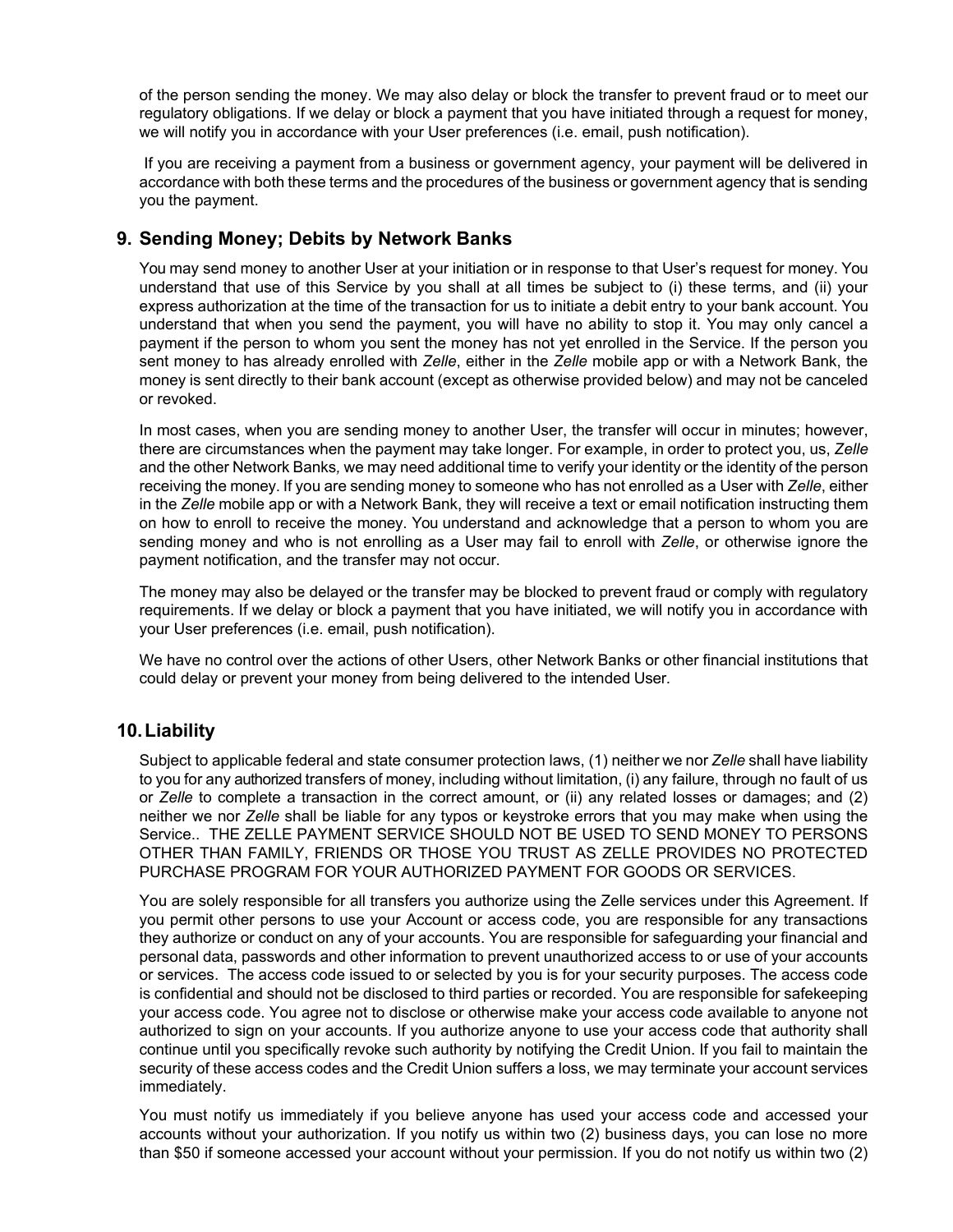of the person sending the money. We may also delay or block the transfer to prevent fraud or to meet our regulatory obligations. If we delay or block a payment that you have initiated through a request for money, we will notify you in accordance with your User preferences (i.e. email, push notification).

If you are receiving a payment from a business or government agency, your payment will be delivered in accordance with both these terms and the procedures of the business or government agency that is sending you the payment.

## 9. Sending Money; Debits by Network Banks

You may send money to another User at your initiation or in response to that User's request for money. You understand that use of this Service by you shall at all times be subject to (i) these terms, and (ii) your express authorization at the time of the transaction for us to initiate a debit entry to your bank account. You understand that when you send the payment, you will have no ability to stop it. You may only cancel a payment if the person to whom you sent the money has not yet enrolled in the Service. If the person you sent money to has already enrolled with *Zelle*, either in the *Zelle* mobile app or with a Network Bank, the money is sent directly to their bank account (except as otherwise provided below) and may not be canceled or revoked.

In most cases, when you are sending money to another User, the transfer will occur in minutes; however, there are circumstances when the payment may take longer. For example, in order to protect you, us, *Zelle* and the other Network Banks*,* we may need additional time to verify your identity or the identity of the person receiving the money. If you are sending money to someone who has not enrolled as a User with *Zelle*, either in the *Zelle* mobile app or with a Network Bank, they will receive a text or email notification instructing them on how to enroll to receive the money. You understand and acknowledge that a person to whom you are sending money and who is not enrolling as a User may fail to enroll with *Zelle*, or otherwise ignore the payment notification, and the transfer may not occur.

The money may also be delayed or the transfer may be blocked to prevent fraud or comply with regulatory requirements. If we delay or block a payment that you have initiated, we will notify you in accordance with your User preferences (i.e. email, push notification).

We have no control over the actions of other Users, other Network Banks or other financial institutions that could delay or prevent your money from being delivered to the intended User.

## 10. Liability

Subject to applicable federal and state consumer protection laws, (1) neither we nor *Zelle* shall have liability to you for any authorized transfers of money, including without limitation, (i) any failure, through no fault of us or *Zelle* to complete a transaction in the correct amount, or (ii) any related losses or damages; and (2) neither we nor *Zelle* shall be liable for any typos or keystroke errors that you may make when using the Service.. THE ZELLE PAYMENT SERVICE SHOULD NOT BE USED TO SEND MONEY TO PERSONS OTHER THAN FAMILY, FRIENDS OR THOSE YOU TRUST AS ZELLE PROVIDES NO PROTECTED PURCHASE PROGRAM FOR YOUR AUTHORIZED PAYMENT FOR GOODS OR SERVICES.

You are solely responsible for all transfers you authorize using the Zelle services under this Agreement. If you permit other persons to use your Account or access code, you are responsible for any transactions they authorize or conduct on any of your accounts. You are responsible for safeguarding your financial and personal data, passwords and other information to prevent unauthorized access to or use of your accounts or services. The access code issued to or selected by you is for your security purposes. The access code is confidential and should not be disclosed to third parties or recorded. You are responsible for safekeeping your access code. You agree not to disclose or otherwise make your access code available to anyone not authorized to sign on your accounts. If you authorize anyone to use your access code that authority shall continue until you specifically revoke such authority by notifying the Credit Union. If you fail to maintain the security of these access codes and the Credit Union suffers a loss, we may terminate your account services immediately.

You must notify us immediately if you believe anyone has used your access code and accessed your accounts without your authorization. If you notify us within two (2) business days, you can lose no more than $50 if someone accessed your account without your permission. If you do not notify us within two (2)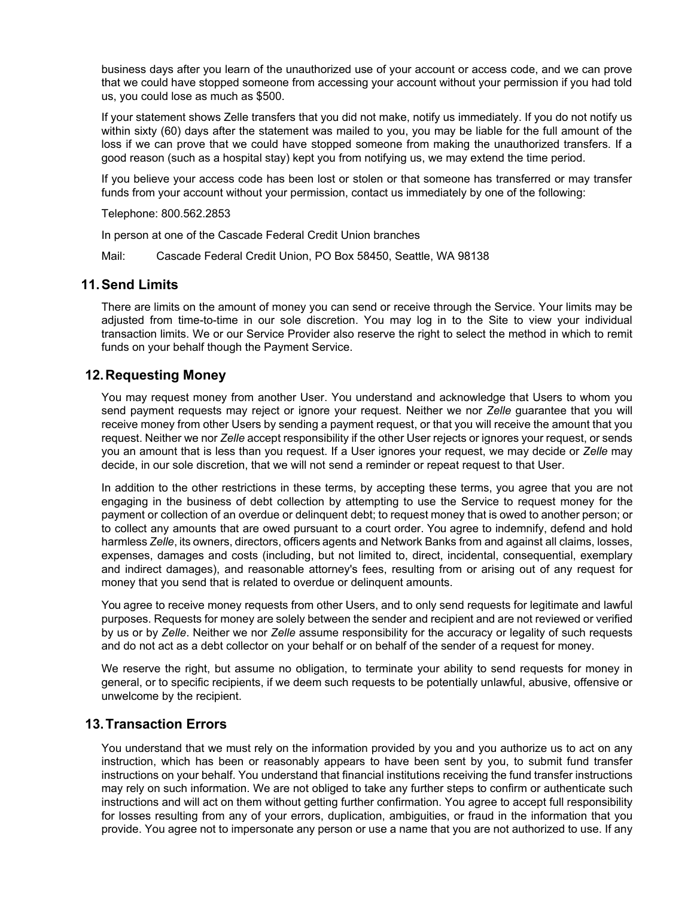business days after you learn of the unauthorized use of your account or access code, and we can prove that we could have stopped someone from accessing your account without your permission if you had told us, you could lose as much as $500.

If your statement shows Zelle transfers that you did not make, notify us immediately. If you do not notify us within sixty (60) days after the statement was mailed to you, you may be liable for the full amount of the loss if we can prove that we could have stopped someone from making the unauthorized transfers. If a good reason (such as a hospital stay) kept you from notifying us, we may extend the time period.

If you believe your access code has been lost or stolen or that someone has transferred or may transfer funds from your account without your permission, contact us immediately by one of the following:

Telephone: 800.562.2853

In person at one of the Cascade Federal Credit Union branches

Mail: Cascade Federal Credit Union, PO Box 58450, Seattle, WA 98138

## 11. Send Limits

There are limits on the amount of money you can send or receive through the Service. Your limits may be adjusted from time-to-time in our sole discretion. You may log in to the Site to view your individual transaction limits. We or our Service Provider also reserve the right to select the method in which to remit funds on your behalf though the Payment Service.

## 12. Requesting Money

You may request money from another User. You understand and acknowledge that Users to whom you send payment requests may reject or ignore your request. Neither we nor *Zelle* guarantee that you will receive money from other Users by sending a payment request, or that you will receive the amount that you request. Neither we nor *Zelle* accept responsibility if the other User rejects or ignores your request, or sends you an amount that is less than you request. If a User ignores your request, we may decide or *Zelle* may decide, in our sole discretion, that we will not send a reminder or repeat request to that User.

In addition to the other restrictions in these terms, by accepting these terms, you agree that you are not engaging in the business of debt collection by attempting to use the Service to request money for the payment or collection of an overdue or delinquent debt; to request money that is owed to another person; or to collect any amounts that are owed pursuant to a court order. You agree to indemnify, defend and hold harmless *Zelle*, its owners, directors, officers agents and Network Banks from and against all claims, losses, expenses, damages and costs (including, but not limited to, direct, incidental, consequential, exemplary and indirect damages), and reasonable attorney's fees, resulting from or arising out of any request for money that you send that is related to overdue or delinquent amounts.

You agree to receive money requests from other Users, and to only send requests for legitimate and lawful purposes. Requests for money are solely between the sender and recipient and are not reviewed or verified by us or by *Zelle*. Neither we nor *Zelle* assume responsibility for the accuracy or legality of such requests and do not act as a debt collector on your behalf or on behalf of the sender of a request for money.

We reserve the right, but assume no obligation, to terminate your ability to send requests for money in general, or to specific recipients, if we deem such requests to be potentially unlawful, abusive, offensive or unwelcome by the recipient.

## 13. Transaction Errors

You understand that we must rely on the information provided by you and you authorize us to act on any instruction, which has been or reasonably appears to have been sent by you, to submit fund transfer instructions on your behalf. You understand that financial institutions receiving the fund transfer instructions may rely on such information. We are not obliged to take any further steps to confirm or authenticate such instructions and will act on them without getting further confirmation. You agree to accept full responsibility for losses resulting from any of your errors, duplication, ambiguities, or fraud in the information that you provide. You agree not to impersonate any person or use a name that you are not authorized to use. If any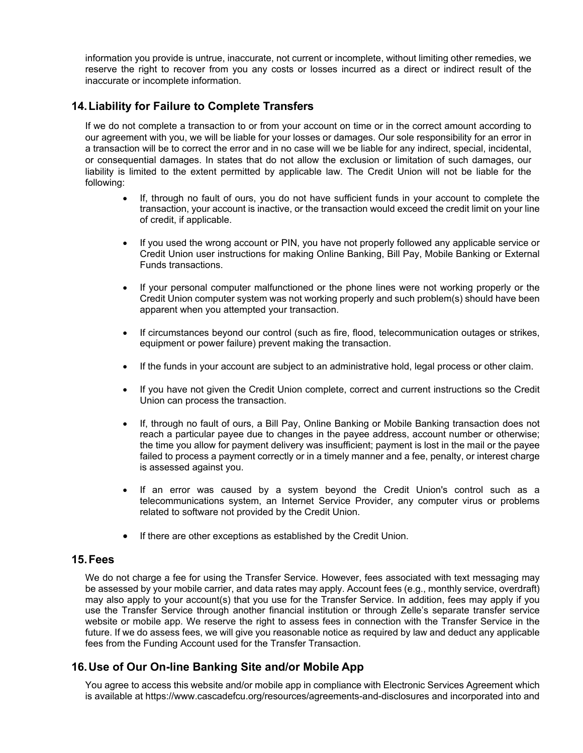information you provide is untrue, inaccurate, not current or incomplete, without limiting other remedies, we reserve the right to recover from you any costs or losses incurred as a direct or indirect result of the inaccurate or incomplete information.

## 14. Liability for Failure to Complete Transfers

If we do not complete a transaction to or from your account on time or in the correct amount according to our agreement with you, we will be liable for your losses or damages. Our sole responsibility for an error in a transaction will be to correct the error and in no case will we be liable for any indirect, special, incidental, or consequential damages. In states that do not allow the exclusion or limitation of such damages, our liability is limited to the extent permitted by applicable law. The Credit Union will not be liable for the following:

- If, through no fault of ours, you do not have sufficient funds in your account to complete the transaction, your account is inactive, or the transaction would exceed the credit limit on your line of credit, if applicable.
- If you used the wrong account or PIN, you have not properly followed any applicable service or Credit Union user instructions for making Online Banking, Bill Pay, Mobile Banking or External Funds transactions.
- If your personal computer malfunctioned or the phone lines were not working properly or the Credit Union computer system was not working properly and such problem(s) should have been apparent when you attempted your transaction.
- If circumstances beyond our control (such as fire, flood, telecommunication outages or strikes, equipment or power failure) prevent making the transaction.
- If the funds in your account are subject to an administrative hold, legal process or other claim.
- If you have not given the Credit Union complete, correct and current instructions so the Credit Union can process the transaction.
- If, through no fault of ours, a Bill Pay, Online Banking or Mobile Banking transaction does not reach a particular payee due to changes in the payee address, account number or otherwise; the time you allow for payment delivery was insufficient; payment is lost in the mail or the payee failed to process a payment correctly or in a timely manner and a fee, penalty, or interest charge is assessed against you.
- If an error was caused by a system beyond the Credit Union's control such as a telecommunications system, an Internet Service Provider, any computer virus or problems related to software not provided by the Credit Union.
- If there are other exceptions as established by the Credit Union.

## 15. Fees

We do not charge a fee for using the Transfer Service. However, fees associated with text messaging may be assessed by your mobile carrier, and data rates may apply. Account fees (e.g., monthly service, overdraft) may also apply to your account(s) that you use for the Transfer Service. In addition, fees may apply if you use the Transfer Service through another financial institution or through Zelle's separate transfer service website or mobile app. We reserve the right to assess fees in connection with the Transfer Service in the future. If we do assess fees, we will give you reasonable notice as required by law and deduct any applicable fees from the Funding Account used for the Transfer Transaction.

## 16. Use of Our On-line Banking Site and/or Mobile App

You agree to access this website and/or mobile app in compliance with Electronic Services Agreement which is available at https://www.cascadefcu.org/resources/agreements-and-disclosures and incorporated into and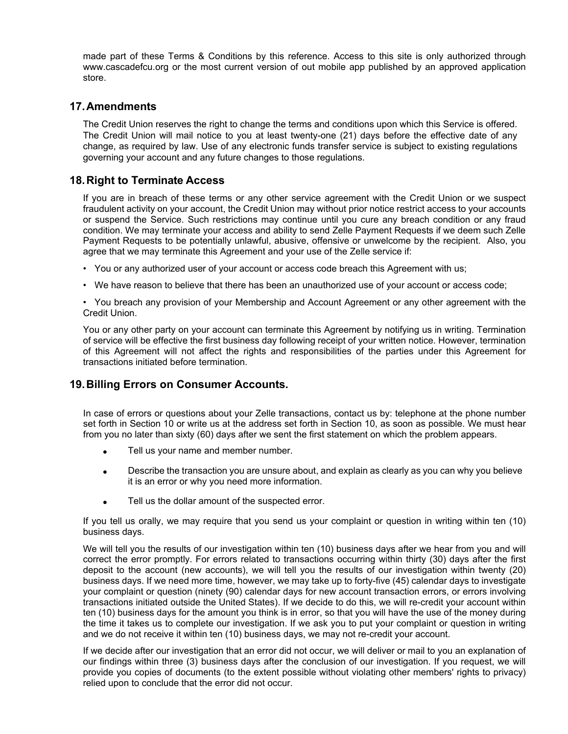made part of these Terms & Conditions by this reference. Access to this site is only authorized through www.cascadefcu.org or the most current version of out mobile app published by an approved application store.

## 17. Amendments

The Credit Union reserves the right to change the terms and conditions upon which this Service is offered. The Credit Union will mail notice to you at least twenty-one (21) days before the effective date of any change, as required by law. Use of any electronic funds transfer service is subject to existing regulations governing your account and any future changes to those regulations.

## 18. Right to Terminate Access

If you are in breach of these terms or any other service agreement with the Credit Union or we suspect fraudulent activity on your account, the Credit Union may without prior notice restrict access to your accounts or suspend the Service. Such restrictions may continue until you cure any breach condition or any fraud condition. We may terminate your access and ability to send Zelle Payment Requests if we deem such Zelle Payment Requests to be potentially unlawful, abusive, offensive or unwelcome by the recipient. Also, you agree that we may terminate this Agreement and your use of the Zelle service if:

- You or any authorized user of your account or access code breach this Agreement with us;
- We have reason to believe that there has been an unauthorized use of your account or access code;
- You breach any provision of your Membership and Account Agreement or any other agreement with the Credit Union.

You or any other party on your account can terminate this Agreement by notifying us in writing. Termination of service will be effective the first business day following receipt of your written notice. However, termination of this Agreement will not affect the rights and responsibilities of the parties under this Agreement for transactions initiated before termination.

## 19. Billing Errors on Consumer Accounts.

In case of errors or questions about your Zelle transactions, contact us by: telephone at the phone number set forth in Section 10 or write us at the address set forth in Section 10, as soon as possible. We must hear from you no later than sixty (60) days after we sent the first statement on which the problem appears.

- Tell us your name and member number.
- Describe the transaction you are unsure about, and explain as clearly as you can why you believe it is an error or why you need more information.
- Tell us the dollar amount of the suspected error.

If you tell us orally, we may require that you send us your complaint or question in writing within ten (10) business days.

We will tell you the results of our investigation within ten (10) business days after we hear from you and will correct the error promptly. For errors related to transactions occurring within thirty (30) days after the first deposit to the account (new accounts), we will tell you the results of our investigation within twenty (20) business days. If we need more time, however, we may take up to forty-five (45) calendar days to investigate your complaint or question (ninety (90) calendar days for new account transaction errors, or errors involving transactions initiated outside the United States). If we decide to do this, we will re-credit your account within ten (10) business days for the amount you think is in error, so that you will have the use of the money during the time it takes us to complete our investigation. If we ask you to put your complaint or question in writing and we do not receive it within ten (10) business days, we may not re-credit your account.

If we decide after our investigation that an error did not occur, we will deliver or mail to you an explanation of our findings within three (3) business days after the conclusion of our investigation. If you request, we will provide you copies of documents (to the extent possible without violating other members' rights to privacy) relied upon to conclude that the error did not occur.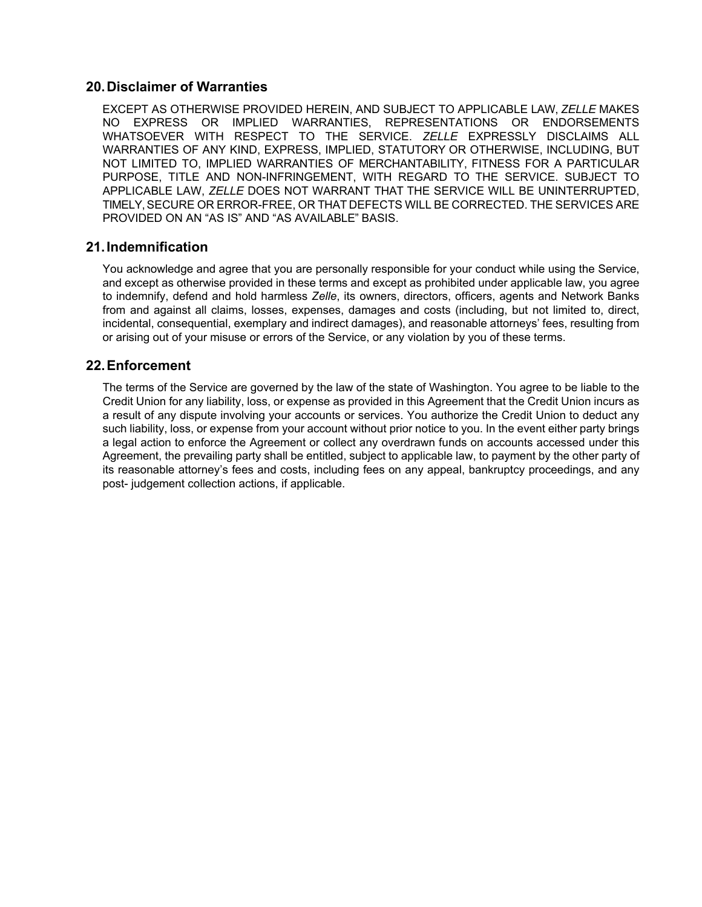## 20. Disclaimer of Warranties

EXCEPT AS OTHERWISE PROVIDED HEREIN, AND SUBJECT TO APPLICABLE LAW, *ZELLE* MAKES NO EXPRESS OR IMPLIED WARRANTIES, REPRESENTATIONS OR ENDORSEMENTS WHATSOEVER WITH RESPECT TO THE SERVICE. *ZELLE* EXPRESSLY DISCLAIMS ALL WARRANTIES OF ANY KIND, EXPRESS, IMPLIED, STATUTORY OR OTHERWISE, INCLUDING, BUT NOT LIMITED TO, IMPLIED WARRANTIES OF MERCHANTABILITY, FITNESS FOR A PARTICULAR PURPOSE, TITLE AND NON-INFRINGEMENT, WITH REGARD TO THE SERVICE. SUBJECT TO APPLICABLE LAW, *ZELLE* DOES NOT WARRANT THAT THE SERVICE WILL BE UNINTERRUPTED, TIMELY, SECURE OR ERROR-FREE, OR THAT DEFECTS WILL BE CORRECTED. THE SERVICES ARE PROVIDED ON AN "AS IS" AND "AS AVAILABLE" BASIS.

## 21. Indemnification

You acknowledge and agree that you are personally responsible for your conduct while using the Service, and except as otherwise provided in these terms and except as prohibited under applicable law, you agree to indemnify, defend and hold harmless *Zelle*, its owners, directors, officers, agents and Network Banks from and against all claims, losses, expenses, damages and costs (including, but not limited to, direct, incidental, consequential, exemplary and indirect damages), and reasonable attorneys' fees, resulting from or arising out of your misuse or errors of the Service, or any violation by you of these terms.

## 22. Enforcement

The terms of the Service are governed by the law of the state of Washington. You agree to be liable to the Credit Union for any liability, loss, or expense as provided in this Agreement that the Credit Union incurs as a result of any dispute involving your accounts or services. You authorize the Credit Union to deduct any such liability, loss, or expense from your account without prior notice to you. In the event either party brings a legal action to enforce the Agreement or collect any overdrawn funds on accounts accessed under this Agreement, the prevailing party shall be entitled, subject to applicable law, to payment by the other party of its reasonable attorney's fees and costs, including fees on any appeal, bankruptcy proceedings, and any post- judgement collection actions, if applicable.